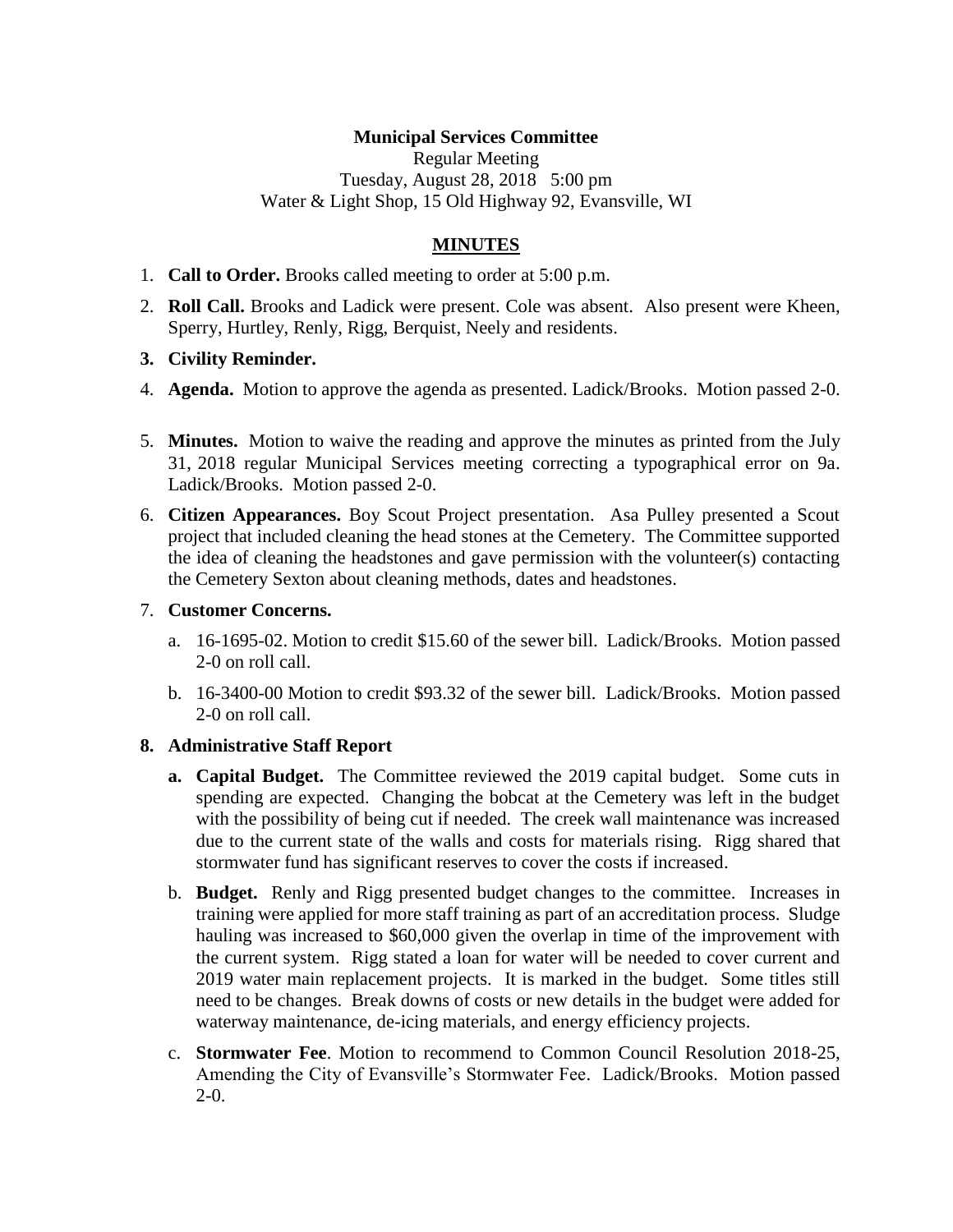**Municipal Services Committee**

Regular Meeting
Tuesday, August 28, 2018 5:00 pm
Water & Light Shop, 15 Old Highway 92, Evansville, WI

**MINUTES**

1. **Call to Order.** Brooks called meeting to order at 5:00 p.m.
2. **Roll Call.** Brooks and Ladick were present. Cole was absent. Also present were Kheen, Sperry, Hurtley, Renly, Rigg, Berquist, Neely and residents.
3. **Civility Reminder.**
4. **Agenda.** Motion to approve the agenda as presented. Ladick/Brooks. Motion passed 2-0.
5. **Minutes.** Motion to waive the reading and approve the minutes as printed from the July 31, 2018 regular Municipal Services meeting correcting a typographical error on 9a. Ladick/Brooks. Motion passed 2-0.
6. **Citizen Appearances.** Boy Scout Project presentation. Asa Pulley presented a Scout project that included cleaning the head stones at the Cemetery. The Committee supported the idea of cleaning the headstones and gave permission with the volunteer(s) contacting the Cemetery Sexton about cleaning methods, dates and headstones.
7. **Customer Concerns.**
   a. 16-1695-02. Motion to credit $15.60 of the sewer bill. Ladick/Brooks. Motion passed 2-0 on roll call.
   b. 16-3400-00 Motion to credit $93.32 of the sewer bill. Ladick/Brooks. Motion passed 2-0 on roll call.
8. **Administrative Staff Report**
   a. **Capital Budget.** The Committee reviewed the 2019 capital budget. Some cuts in spending are expected. Changing the bobcat at the Cemetery was left in the budget with the possibility of being cut if needed. The creek wall maintenance was increased due to the current state of the walls and costs for materials rising. Rigg shared that stormwater fund has significant reserves to cover the costs if increased.
   b. **Budget.** Renly and Rigg presented budget changes to the committee. Increases in training were applied for more staff training as part of an accreditation process. Sludge hauling was increased to $60,000 given the overlap in time of the improvement with the current system. Rigg stated a loan for water will be needed to cover current and 2019 water main replacement projects. It is marked in the budget. Some titles still need to be changes. Break downs of costs or new details in the budget were added for waterway maintenance, de-icing materials, and energy efficiency projects.
   c. **Stormwater Fee**. Motion to recommend to Common Council Resolution 2018-25, Amending the City of Evansville's Stormwater Fee. Ladick/Brooks. Motion passed 2-0.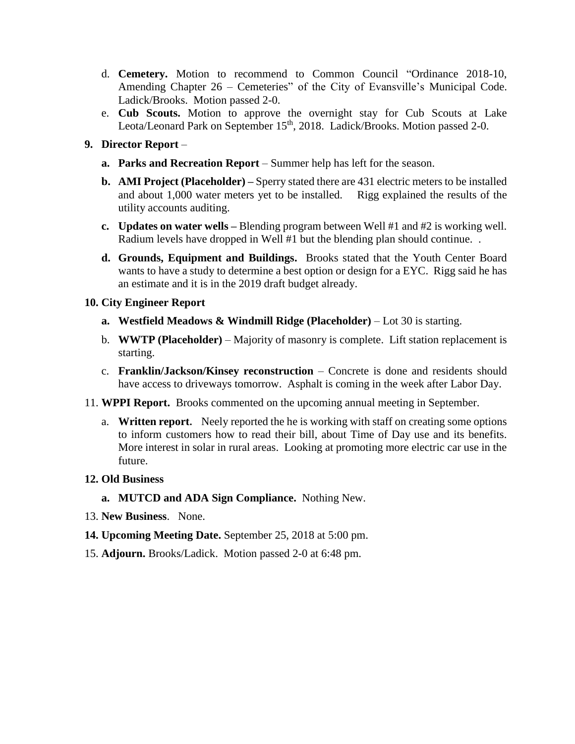d. **Cemetery.** Motion to recommend to Common Council "Ordinance 2018-10, Amending Chapter 26 – Cemeteries" of the City of Evansville's Municipal Code. Ladick/Brooks. Motion passed 2-0.

e. **Cub Scouts.** Motion to approve the overnight stay for Cub Scouts at Lake Leota/Leonard Park on September 15th, 2018. Ladick/Brooks. Motion passed 2-0.

**9. Director Report** –

**a. Parks and Recreation Report** – Summer help has left for the season.

**b. AMI Project (Placeholder) –** Sperry stated there are 431 electric meters to be installed and about 1,000 water meters yet to be installed. Rigg explained the results of the utility accounts auditing.

**c. Updates on water wells –** Blending program between Well #1 and #2 is working well. Radium levels have dropped in Well #1 but the blending plan should continue. .

**d. Grounds, Equipment and Buildings.** Brooks stated that the Youth Center Board wants to have a study to determine a best option or design for a EYC. Rigg said he has an estimate and it is in the 2019 draft budget already.

**10. City Engineer Report**

**a. Westfield Meadows & Windmill Ridge (Placeholder)** – Lot 30 is starting.

b. **WWTP (Placeholder)** – Majority of masonry is complete. Lift station replacement is starting.

c. **Franklin/Jackson/Kinsey reconstruction** – Concrete is done and residents should have access to driveways tomorrow. Asphalt is coming in the week after Labor Day.

11. **WPPI Report.** Brooks commented on the upcoming annual meeting in September.

a. **Written report.** Neely reported the he is working with staff on creating some options to inform customers how to read their bill, about Time of Day use and its benefits. More interest in solar in rural areas. Looking at promoting more electric car use in the future.

**12. Old Business**

**a. MUTCD and ADA Sign Compliance.** Nothing New.

13. **New Business**. None.

**14. Upcoming Meeting Date.** September 25, 2018 at 5:00 pm.

15. **Adjourn.** Brooks/Ladick. Motion passed 2-0 at 6:48 pm.